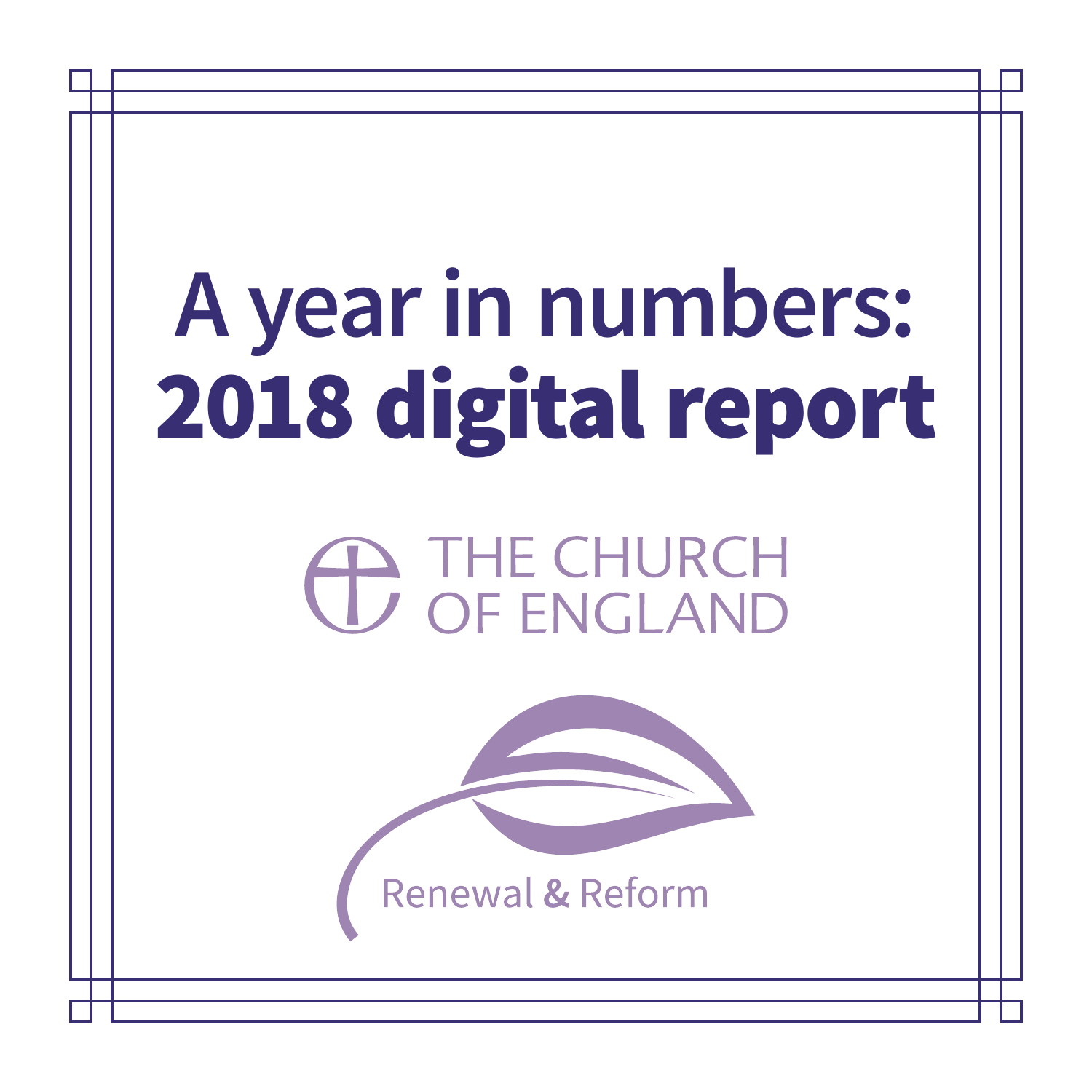# A year in numbers: 2018 digital report

THE CHURCH OF ENGLAND

Renewal & Reform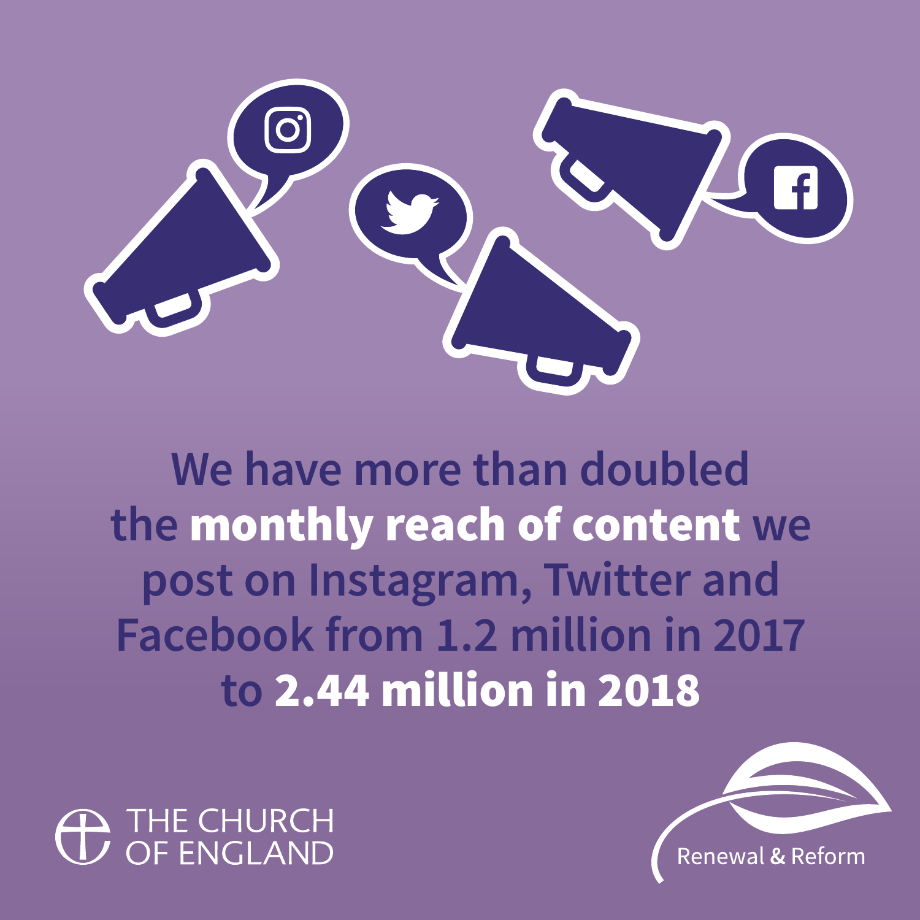We have more than doubled the **monthly reach of content** we post on Instagram, Twitter and Facebook from 1.2 million in 2017 to **2.44 million in 2018**

THE CHURCH OF ENGLAND

Renewal & Reform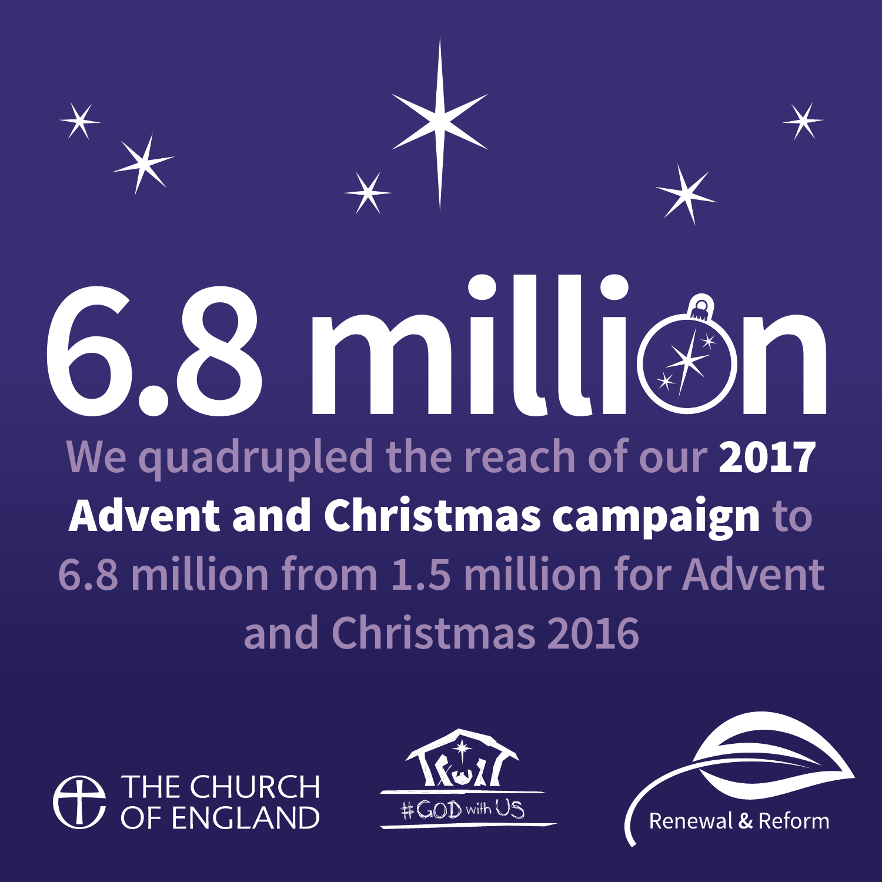# 6.8 million

We quadrupled the reach of our **2017 Advent and Christmas campaign** to 6.8 million from 1.5 million for Advent and Christmas 2016

THE CHURCH OF ENGLAND

#GOD with US

Renewal & Reform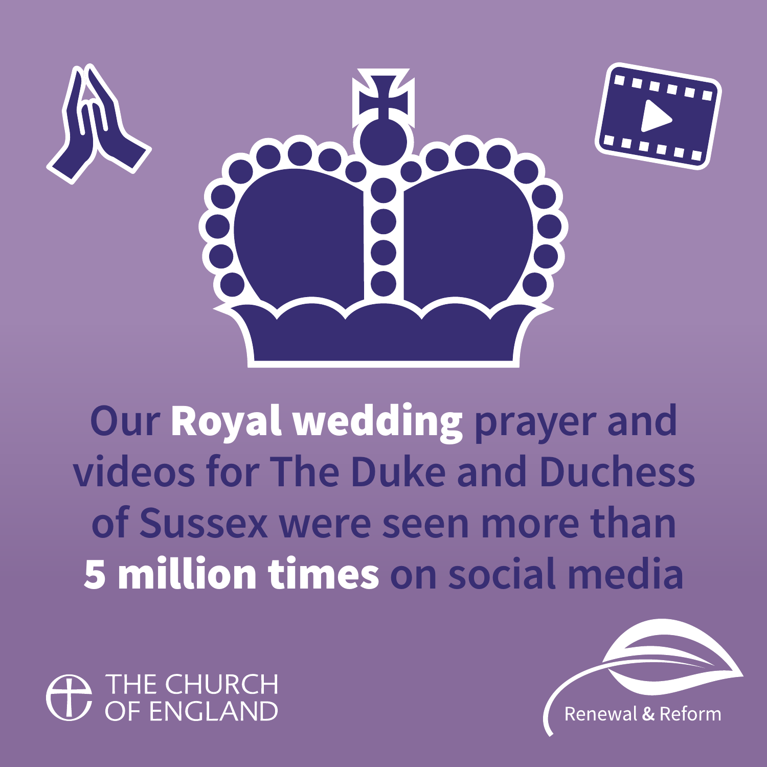Our **Royal wedding** prayer and videos for The Duke and Duchess of Sussex were seen more than **5 million times** on social media

THE CHURCH OF ENGLAND

Renewal & Reform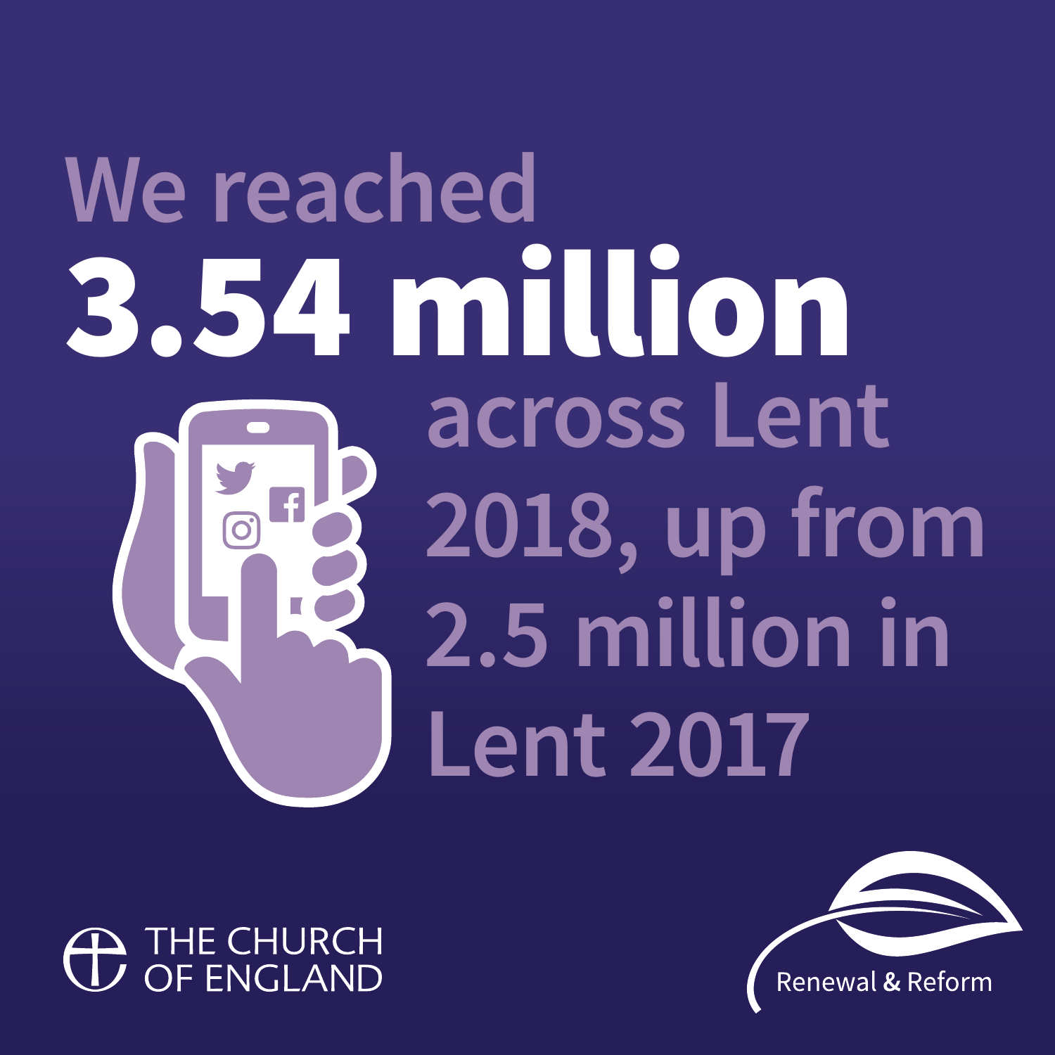# We reached **3.54 million** across Lent 2018, up from 2.5 million in Lent 2017

THE CHURCH OF ENGLAND

Renewal & Reform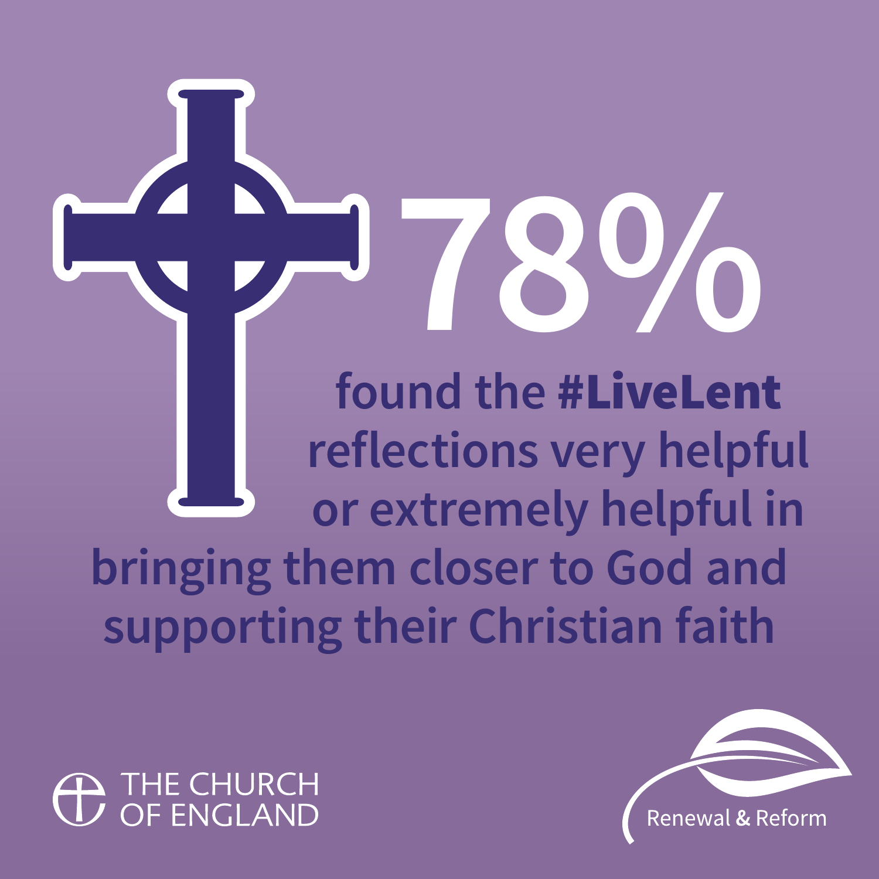# 78%

found the **#LiveLent** reflections very helpful or extremely helpful in bringing them closer to God and supporting their Christian faith

THE CHURCH OF ENGLAND

Renewal & Reform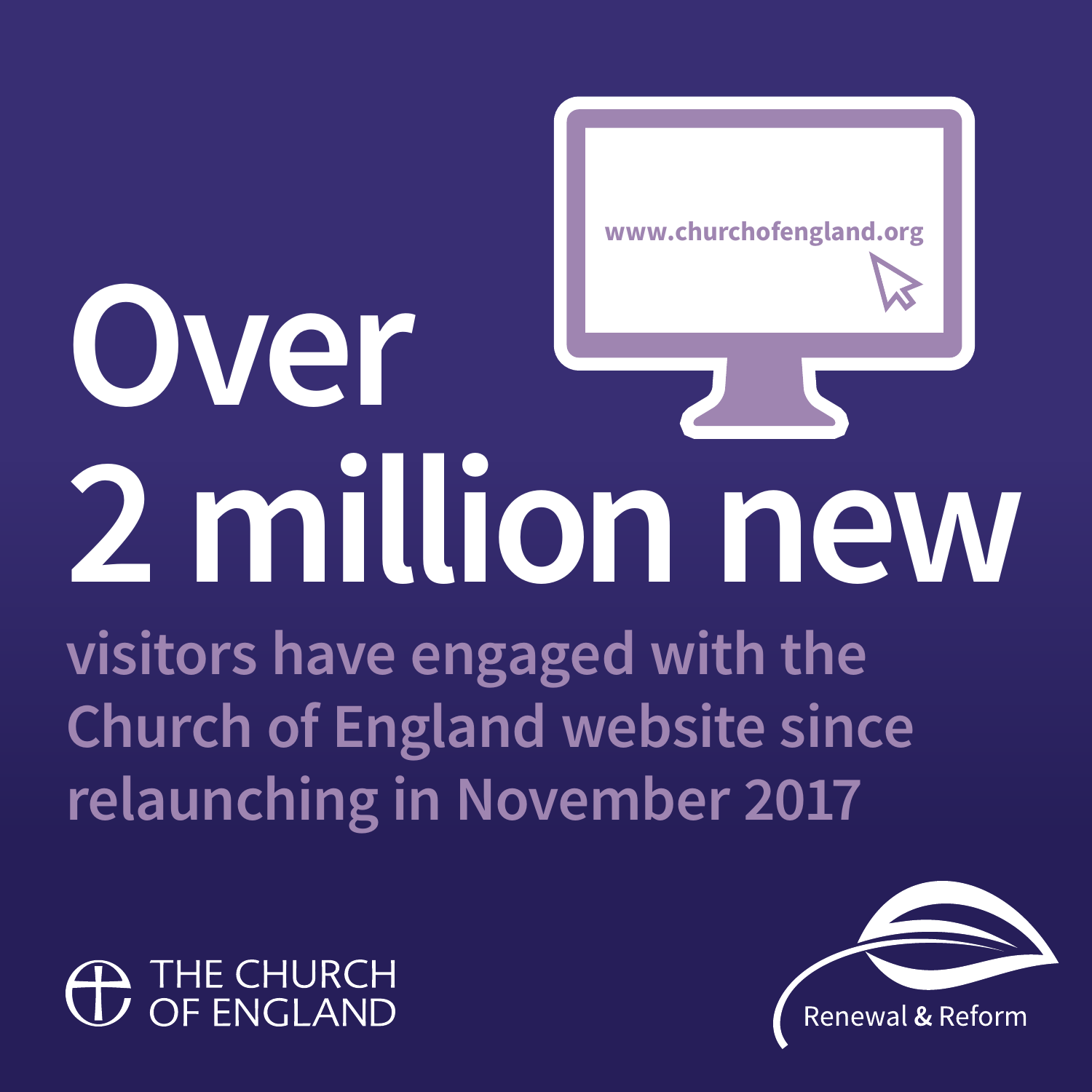www.churchofengland.org

# Over 2 million new

**visitors have engaged with the Church of England website since relaunching in November 2017**

THE CHURCH OF ENGLAND

Renewal & Reform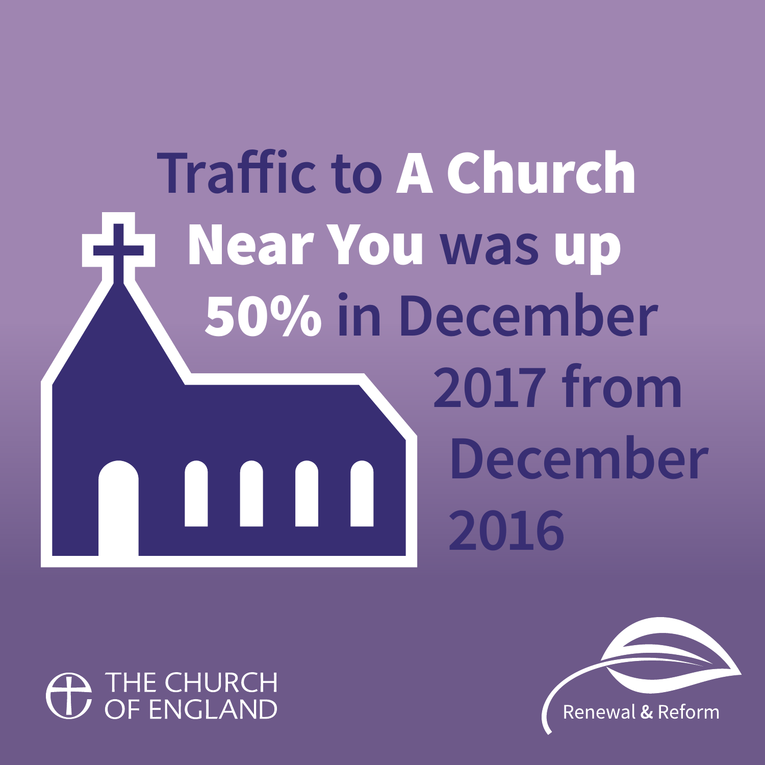**Traffic to A Church Near You was up 50% in December 2017 from December 2016**

THE CHURCH OF ENGLAND

Renewal & Reform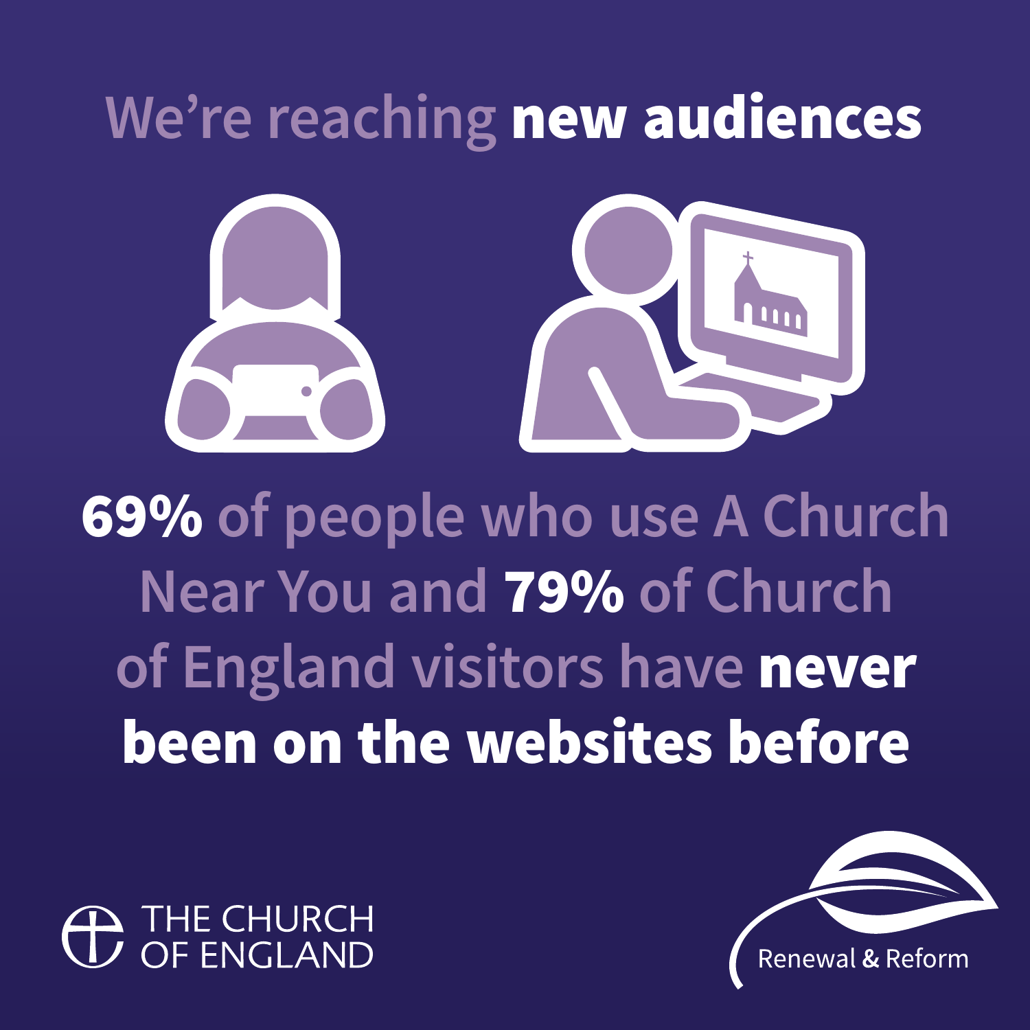# We're reaching **new audiences**

**69%** of people who use A Church Near You and **79%** of Church of England visitors have **never been on the websites before**

THE CHURCH OF ENGLAND

Renewal & Reform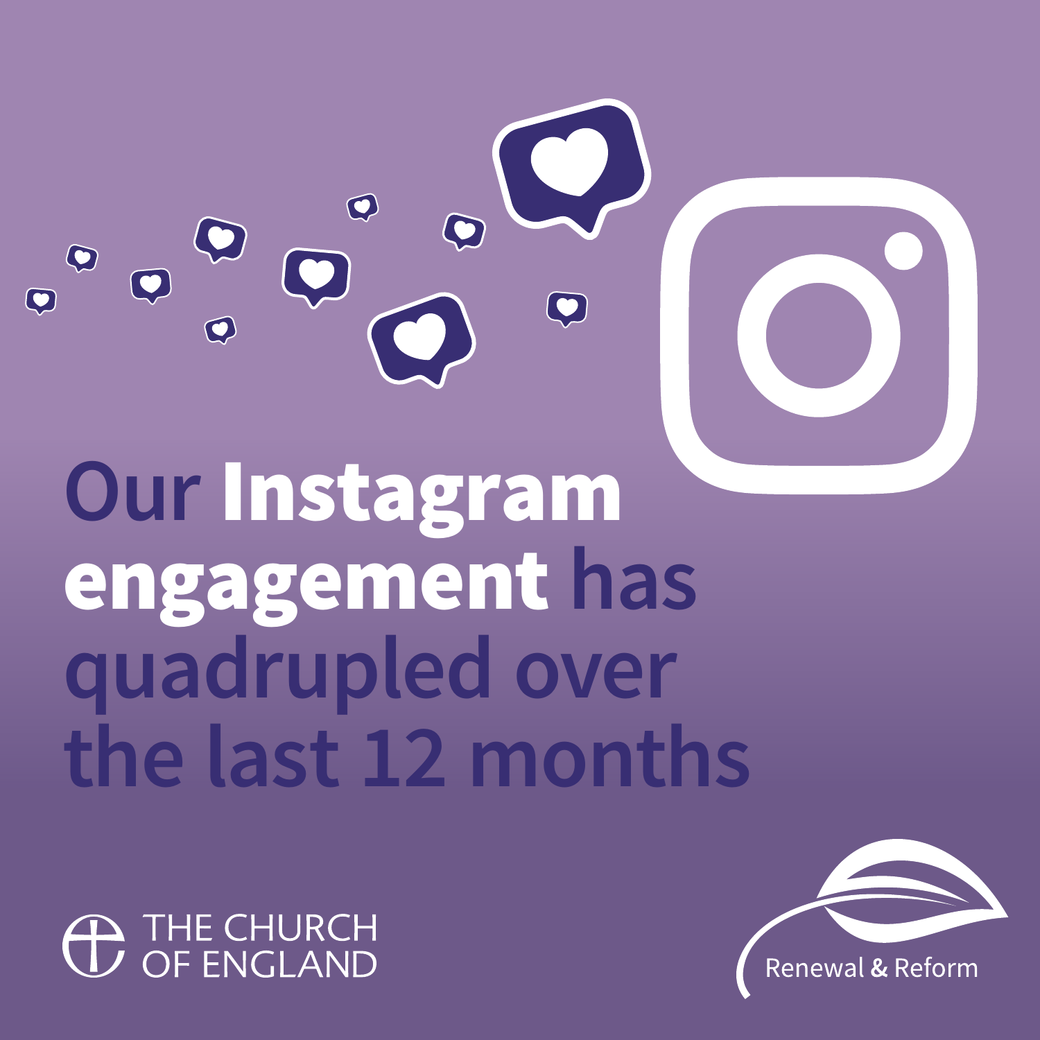# Our **Instagram engagement** has quadrupled over the last 12 months

THE CHURCH OF ENGLAND

Renewal & Reform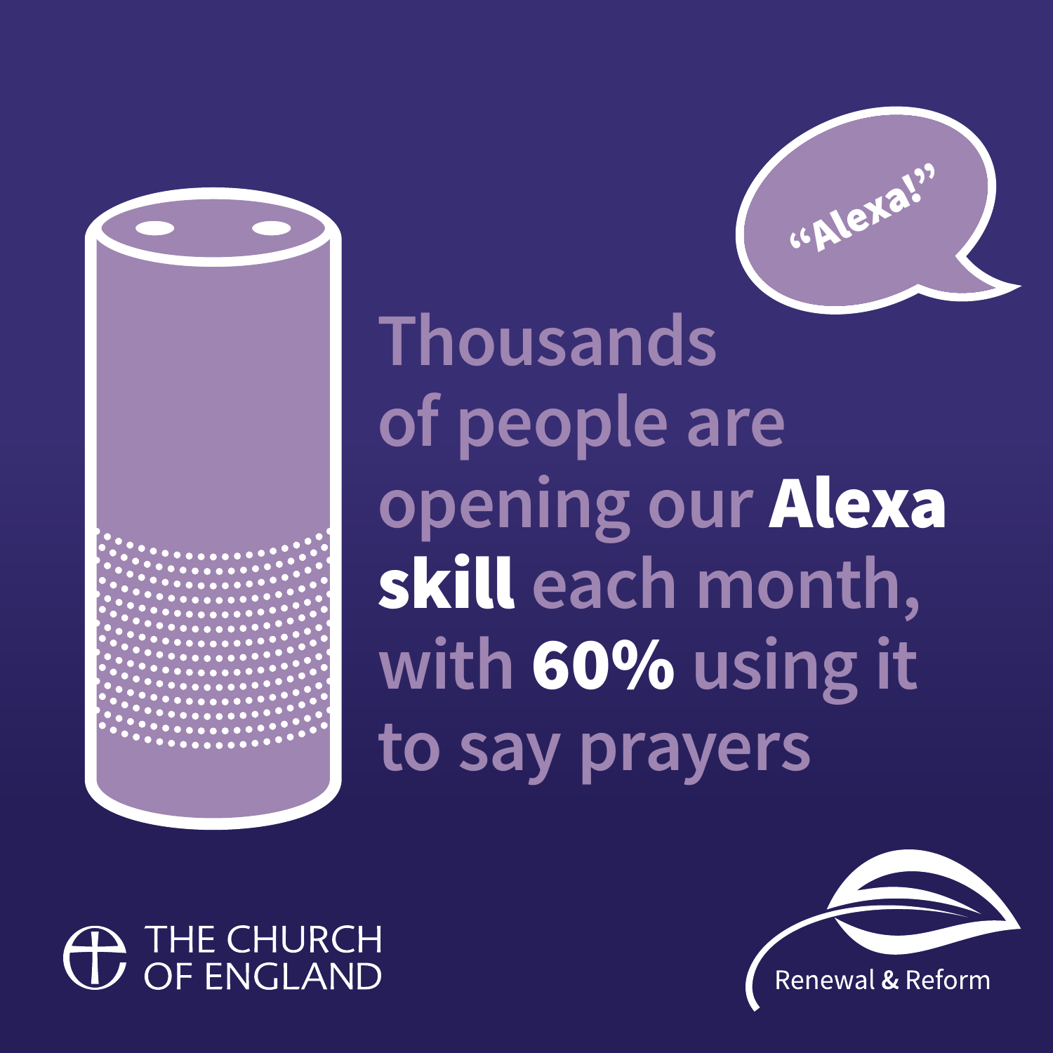"Alexa!"

Thousands of people are opening our **Alexa skill** each month, with **60%** using it to say prayers

THE CHURCH OF ENGLAND

Renewal & Reform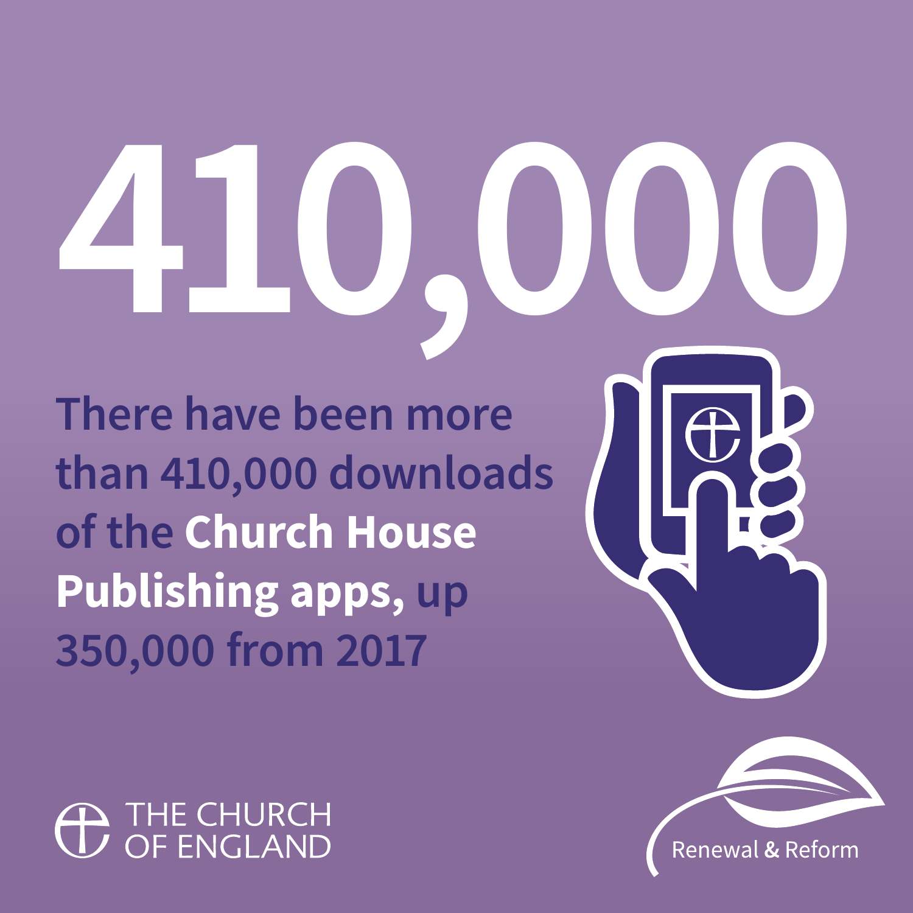# 410,000

There have been more than 410,000 downloads of the **Church House Publishing apps,** up 350,000 from 2017

THE CHURCH OF ENGLAND

Renewal & Reform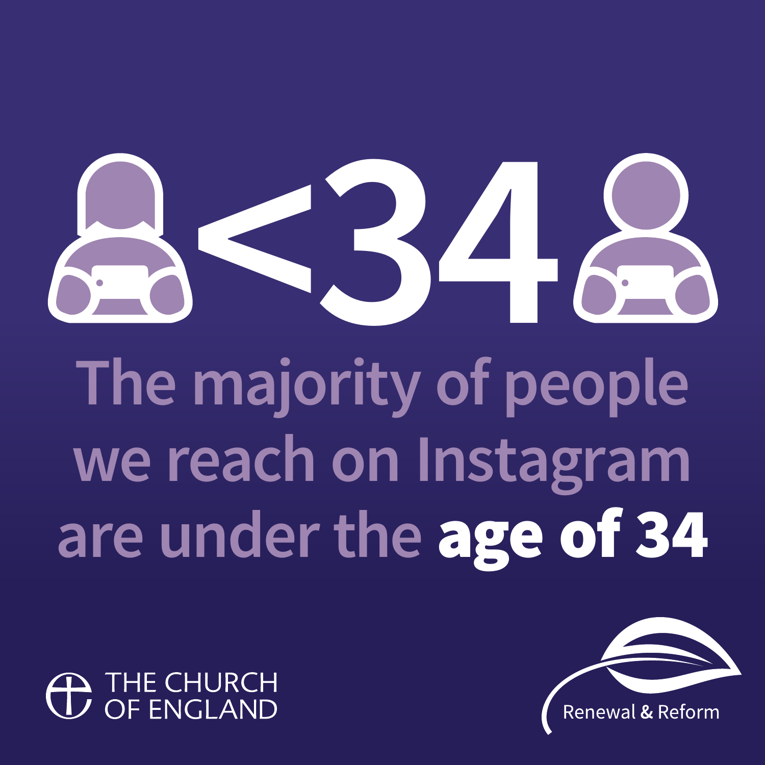# <34

The majority of people we reach on Instagram are under the **age of 34**

THE CHURCH OF ENGLAND

Renewal & Reform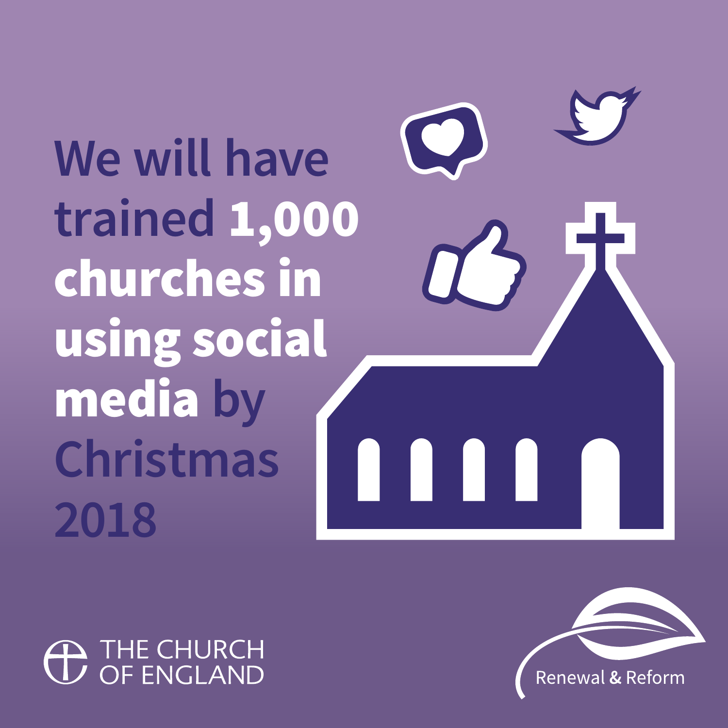We will have trained **1,000 churches in using social media** by Christmas 2018

THE CHURCH OF ENGLAND

Renewal & Reform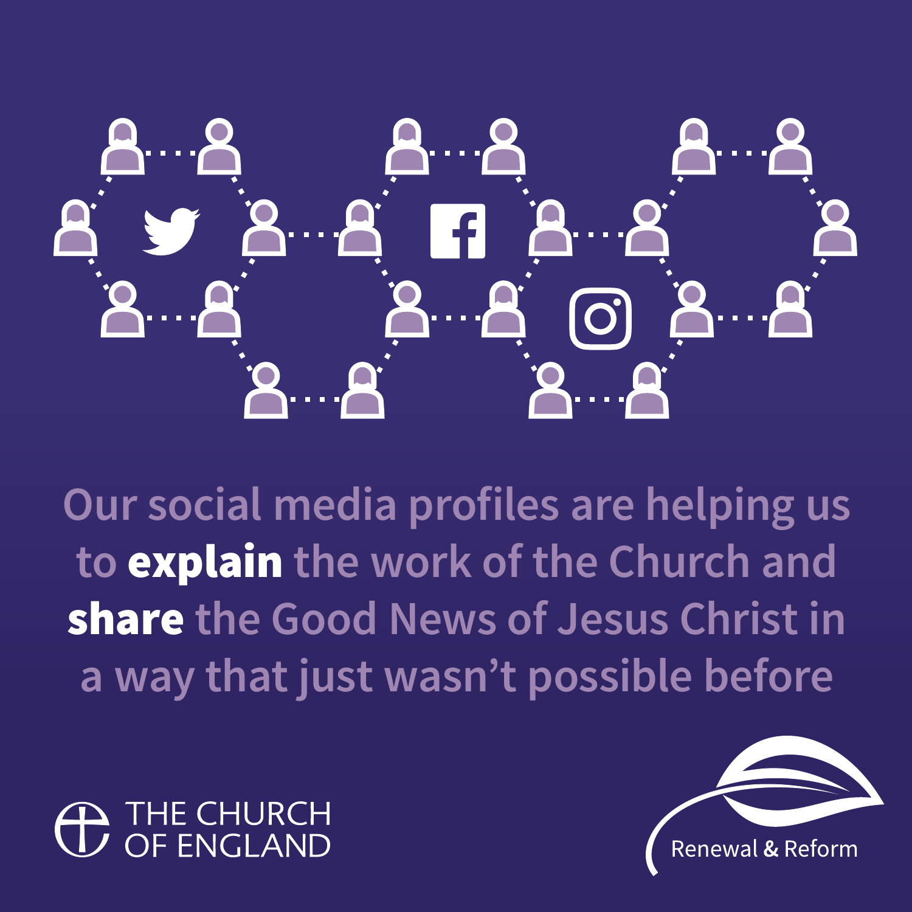Our social media profiles are helping us to **explain** the work of the Church and **share** the Good News of Jesus Christ in a way that just wasn't possible before

THE CHURCH OF ENGLAND

Renewal & Reform